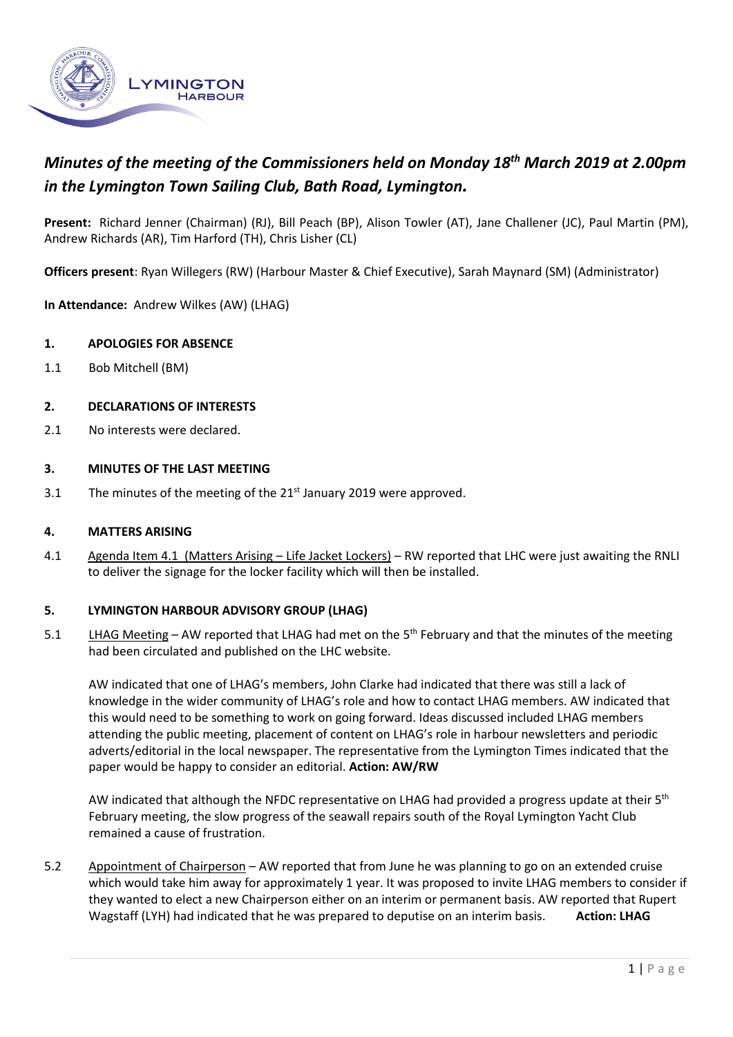# *Minutes of the meeting of the Commissioners held on Monday 18th March 2019 at 2.00pm in the Lymington Town Sailing Club, Bath Road, Lymington.*

**Present:** Richard Jenner (Chairman) (RJ), Bill Peach (BP), Alison Towler (AT), Jane Challener (JC), Paul Martin (PM), Andrew Richards (AR), Tim Harford (TH), Chris Lisher (CL)

**Officers present**: Ryan Willegers (RW) (Harbour Master & Chief Executive), Sarah Maynard (SM) (Administrator)

**In Attendance:** Andrew Wilkes (AW) (LHAG)

## 1. APOLOGIES FOR ABSENCE

1.1 Bob Mitchell (BM)

## 2. DECLARATIONS OF INTERESTS

2.1 No interests were declared.

## 3. MINUTES OF THE LAST MEETING

3.1 The minutes of the meeting of the 21st January 2019 were approved.

## 4. MATTERS ARISING

4.1 Agenda Item 4.1 (Matters Arising – Life Jacket Lockers) – RW reported that LHC were just awaiting the RNLI to deliver the signage for the locker facility which will then be installed.

## 5. LYMINGTON HARBOUR ADVISORY GROUP (LHAG)

5.1 LHAG Meeting – AW reported that LHAG had met on the 5th February and that the minutes of the meeting had been circulated and published on the LHC website.

AW indicated that one of LHAG's members, John Clarke had indicated that there was still a lack of knowledge in the wider community of LHAG's role and how to contact LHAG members. AW indicated that this would need to be something to work on going forward. Ideas discussed included LHAG members attending the public meeting, placement of content on LHAG's role in harbour newsletters and periodic adverts/editorial in the local newspaper. The representative from the Lymington Times indicated that the paper would be happy to consider an editorial. **Action: AW/RW**

AW indicated that although the NFDC representative on LHAG had provided a progress update at their 5th February meeting, the slow progress of the seawall repairs south of the Royal Lymington Yacht Club remained a cause of frustration.

5.2 Appointment of Chairperson – AW reported that from June he was planning to go on an extended cruise which would take him away for approximately 1 year. It was proposed to invite LHAG members to consider if they wanted to elect a new Chairperson either on an interim or permanent basis. AW reported that Rupert Wagstaff (LYH) had indicated that he was prepared to deputise on an interim basis. **Action: LHAG**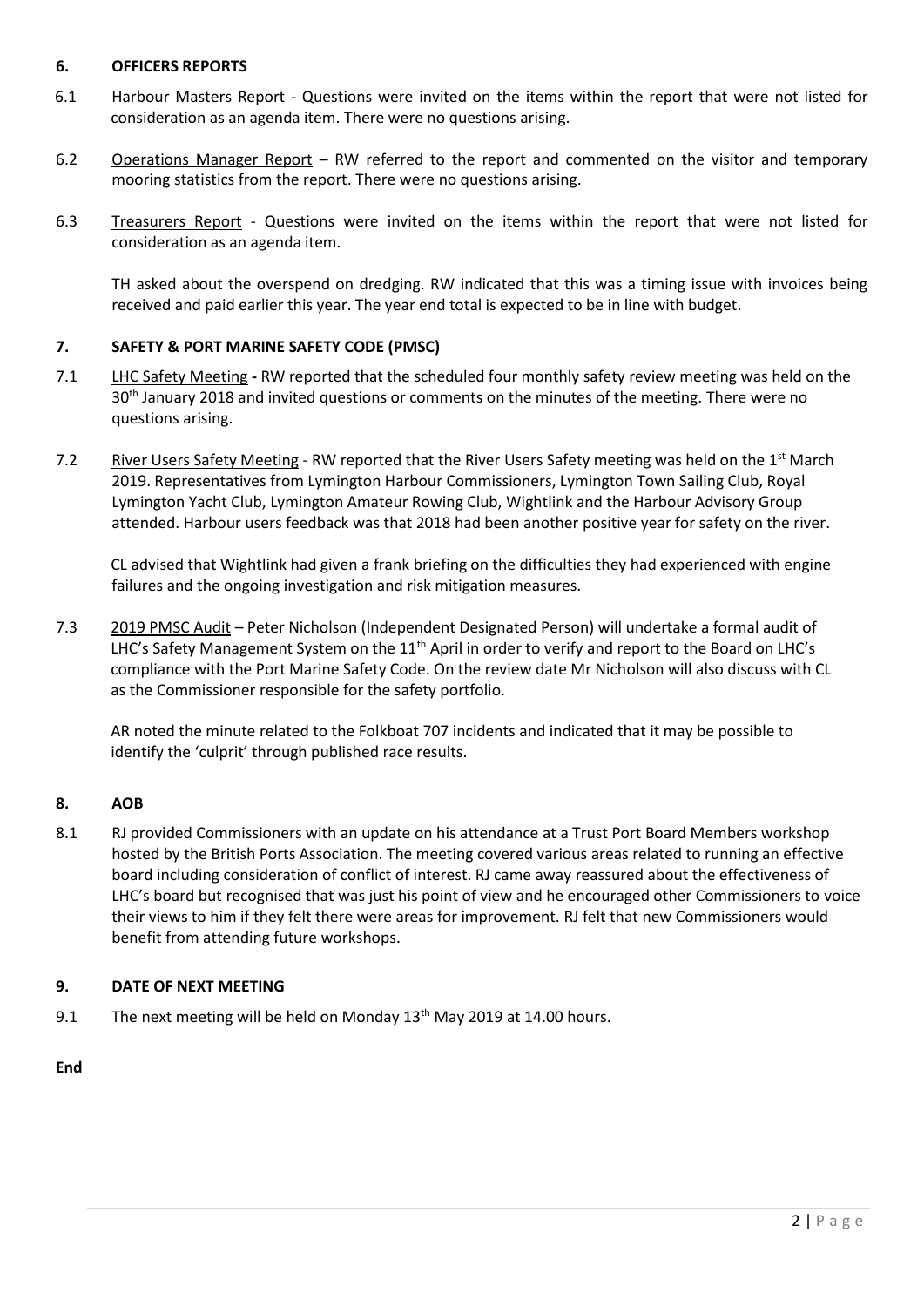## 6. OFFICERS REPORTS

6.1 Harbour Masters Report - Questions were invited on the items within the report that were not listed for consideration as an agenda item. There were no questions arising.

6.2 Operations Manager Report – RW referred to the report and commented on the visitor and temporary mooring statistics from the report. There were no questions arising.

6.3 Treasurers Report - Questions were invited on the items within the report that were not listed for consideration as an agenda item.

TH asked about the overspend on dredging. RW indicated that this was a timing issue with invoices being received and paid earlier this year. The year end total is expected to be in line with budget.

## 7. SAFETY & PORT MARINE SAFETY CODE (PMSC)

7.1 LHC Safety Meeting - RW reported that the scheduled four monthly safety review meeting was held on the 30th January 2018 and invited questions or comments on the minutes of the meeting. There were no questions arising.

7.2 River Users Safety Meeting - RW reported that the River Users Safety meeting was held on the 1st March 2019. Representatives from Lymington Harbour Commissioners, Lymington Town Sailing Club, Royal Lymington Yacht Club, Lymington Amateur Rowing Club, Wightlink and the Harbour Advisory Group attended. Harbour users feedback was that 2018 had been another positive year for safety on the river.

CL advised that Wightlink had given a frank briefing on the difficulties they had experienced with engine failures and the ongoing investigation and risk mitigation measures.

7.3 2019 PMSC Audit – Peter Nicholson (Independent Designated Person) will undertake a formal audit of LHC's Safety Management System on the 11th April in order to verify and report to the Board on LHC's compliance with the Port Marine Safety Code. On the review date Mr Nicholson will also discuss with CL as the Commissioner responsible for the safety portfolio.

AR noted the minute related to the Folkboat 707 incidents and indicated that it may be possible to identify the 'culprit' through published race results.

## 8. AOB

8.1 RJ provided Commissioners with an update on his attendance at a Trust Port Board Members workshop hosted by the British Ports Association. The meeting covered various areas related to running an effective board including consideration of conflict of interest. RJ came away reassured about the effectiveness of LHC's board but recognised that was just his point of view and he encouraged other Commissioners to voice their views to him if they felt there were areas for improvement. RJ felt that new Commissioners would benefit from attending future workshops.

## 9. DATE OF NEXT MEETING

9.1 The next meeting will be held on Monday 13th May 2019 at 14.00 hours.

**End**